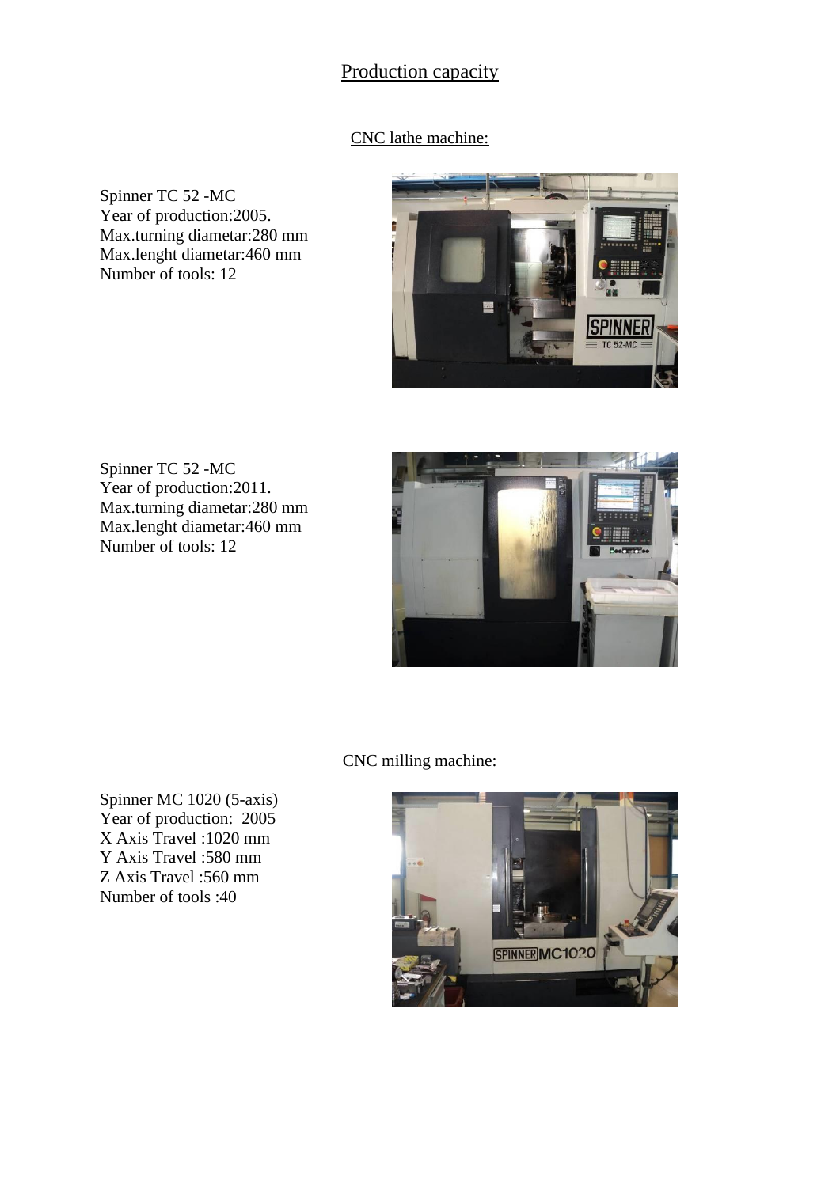# Production capacity

## CNC lathe machine:

Spinner TC 52 -MC
Year of production:2005.
Max.turning diametar:280 mm
Max.lenght diametar:460 mm
Number of tools: 12

Spinner TC 52 -MC
Year of production:2011.
Max.turning diametar:280 mm
Max.lenght diametar:460 mm
Number of tools: 12

## CNC milling machine:

Spinner MC 1020 (5-axis)
Year of production: 2005
X Axis Travel :1020 mm
Y Axis Travel :580 mm
Z Axis Travel :560 mm
Number of tools :40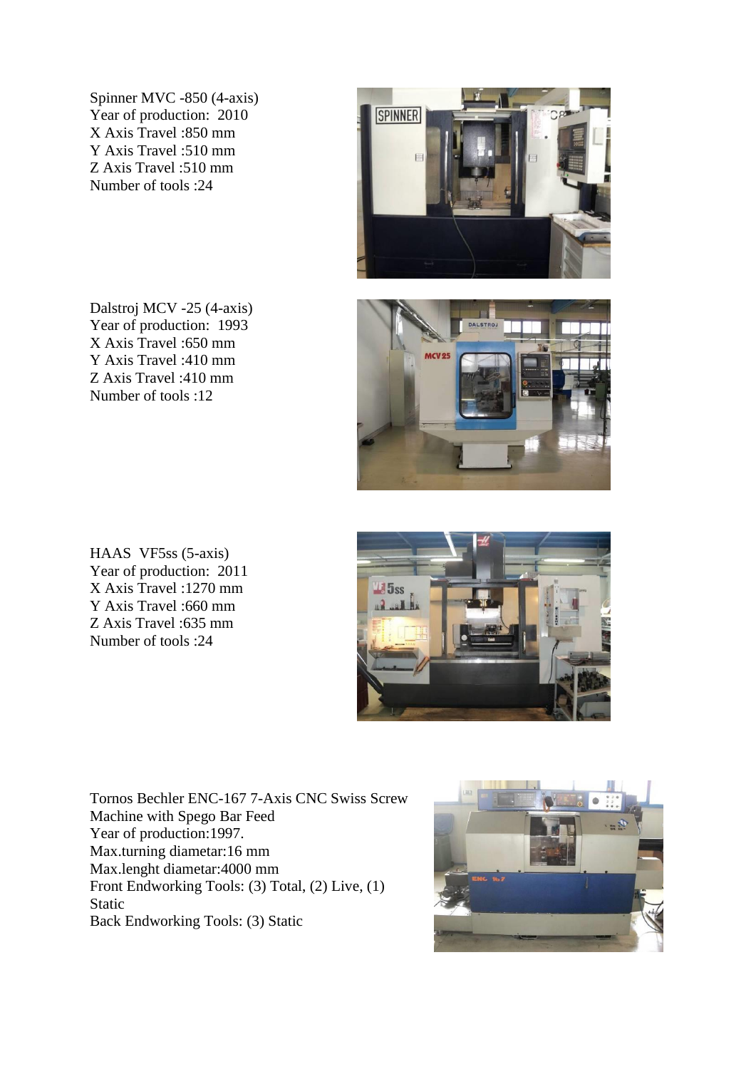Spinner MVC -850 (4-axis)
Year of production: 2010
X Axis Travel :850 mm
Y Axis Travel :510 mm
Z Axis Travel :510 mm
Number of tools :24

Dalstroj MCV -25 (4-axis)
Year of production: 1993
X Axis Travel :650 mm
Y Axis Travel :410 mm
Z Axis Travel :410 mm
Number of tools :12

HAAS VF5ss (5-axis)
Year of production: 2011
X Axis Travel :1270 mm
Y Axis Travel :660 mm
Z Axis Travel :635 mm
Number of tools :24

Tornos Bechler ENC-167 7-Axis CNC Swiss Screw Machine with Spego Bar Feed
Year of production:1997.
Max.turning diametar:16 mm
Max.lenght diametar:4000 mm
Front Endworking Tools: (3) Total, (2) Live, (1) Static
Back Endworking Tools: (3) Static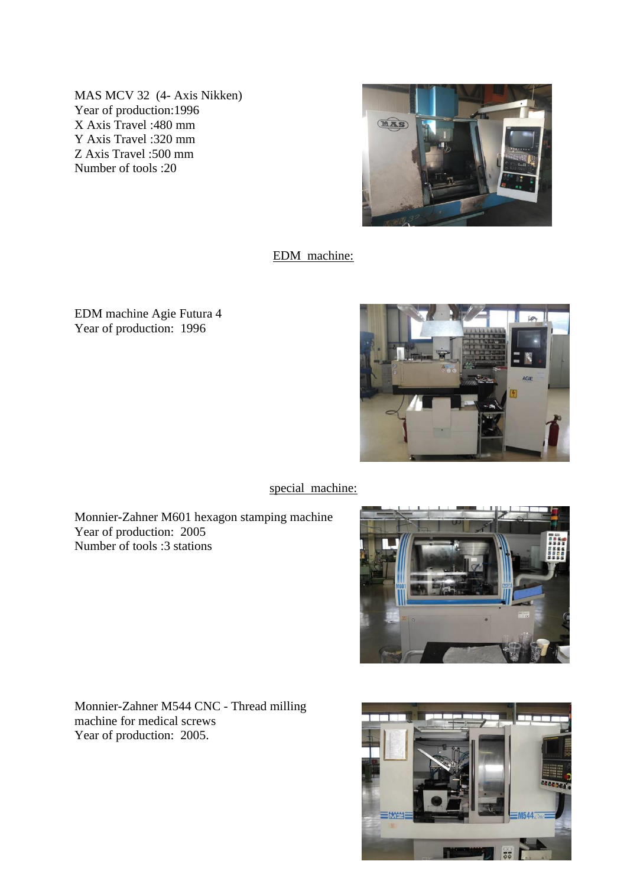MAS MCV 32 (4- Axis Nikken)
Year of production:1996
X Axis Travel :480 mm
Y Axis Travel :320 mm
Z Axis Travel :500 mm
Number of tools :20

<u>EDM machine:</u>

EDM machine Agie Futura 4
Year of production: 1996

<u>special machine:</u>

Monnier-Zahner M601 hexagon stamping machine
Year of production: 2005
Number of tools :3 stations

Monnier-Zahner M544 CNC - Thread milling machine for medical screws
Year of production: 2005.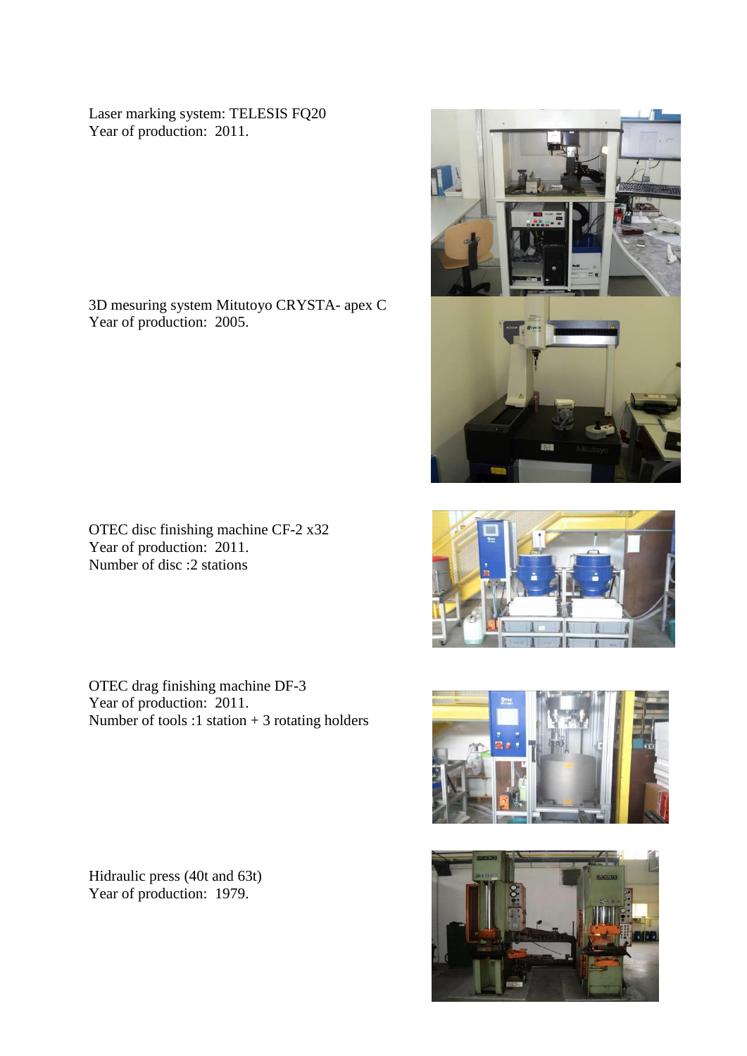Laser marking system: TELESIS FQ20
Year of production: 2011.

3D mesuring system Mitutoyo CRYSTA- apex C
Year of production: 2005.

OTEC disc finishing machine CF-2 x32
Year of production: 2011.
Number of disc :2 stations

OTEC drag finishing machine DF-3
Year of production: 2011.
Number of tools :1 station + 3 rotating holders

Hidraulic press (40t and 63t)
Year of production: 1979.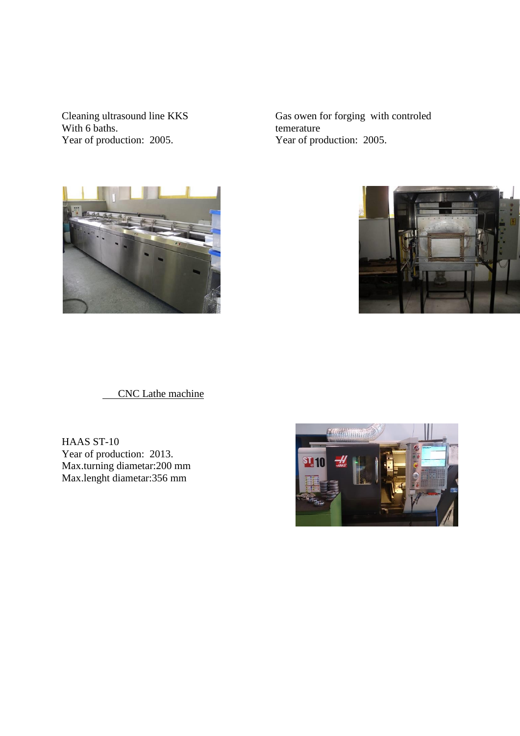Cleaning ultrasound line KKS
With 6 baths.
Year of production: 2005.

Gas owen for forging with controled temerature
Year of production: 2005.

<u>CNC Lathe machine</u>

HAAS ST-10
Year of production: 2013.
Max.turning diametar:200 mm
Max.lenght diametar:356 mm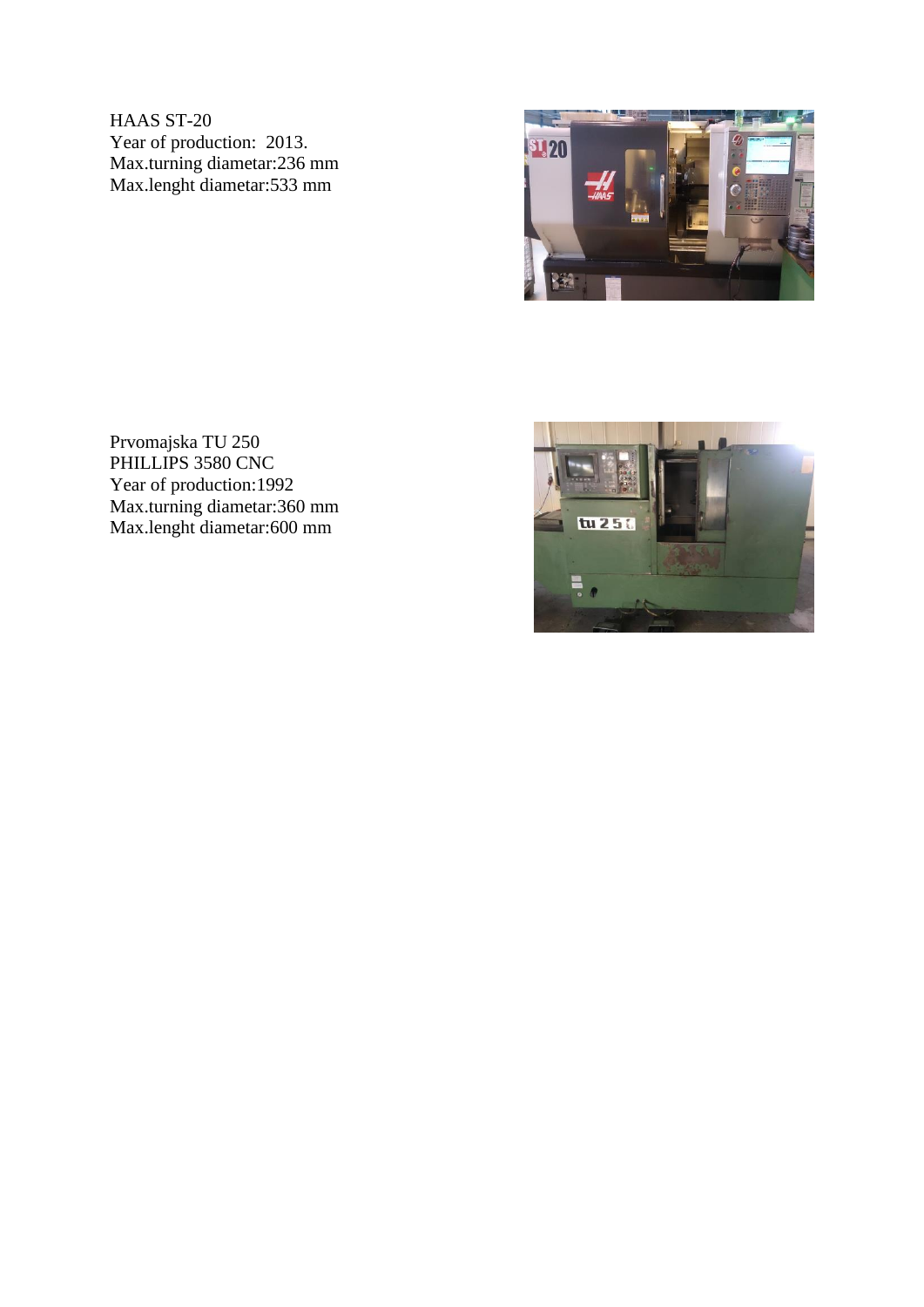HAAS ST-20
Year of production: 2013.
Max.turning diametar:236 mm
Max.lenght diametar:533 mm

Prvomajska TU 250
PHILLIPS 3580 CNC
Year of production:1992
Max.turning diametar:360 mm
Max.lenght diametar:600 mm